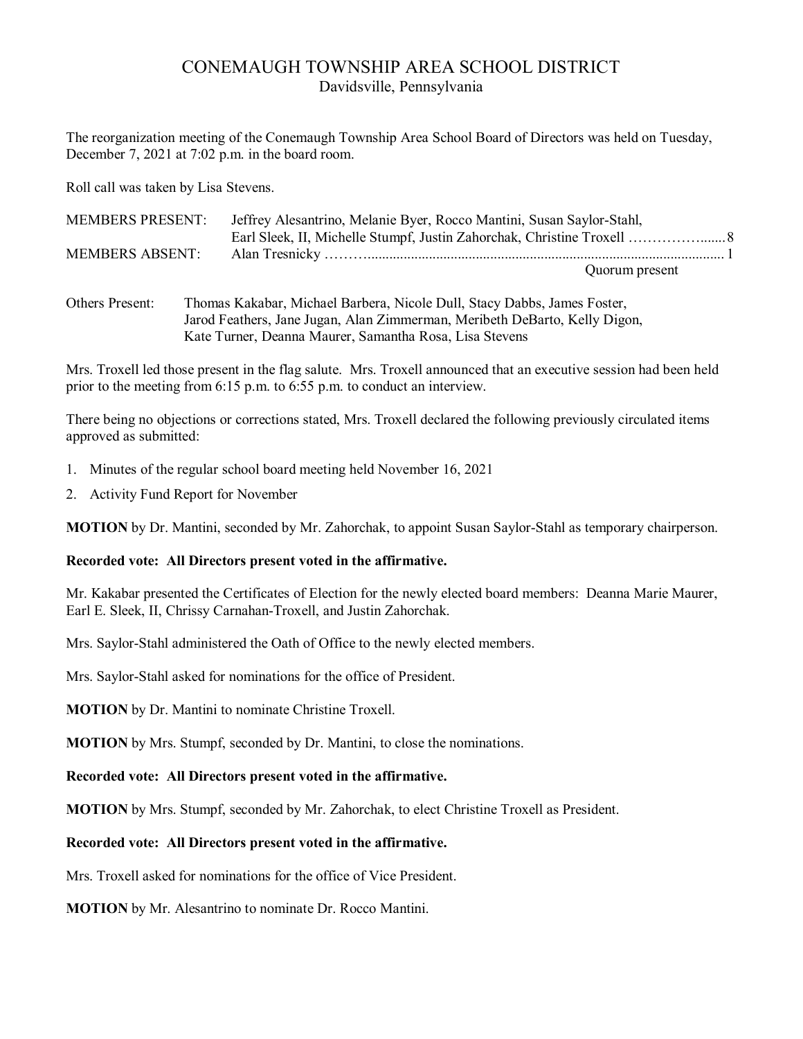# CONEMAUGH TOWNSHIP AREA SCHOOL DISTRICT

Davidsville, Pennsylvania

The reorganization meeting of the Conemaugh Township Area School Board of Directors was held on Tuesday, December 7, 2021 at 7:02 p.m. in the board room.

Roll call was taken by Lisa Stevens.

| | | |
|---|---|---|
| MEMBERS PRESENT: | Jeffrey Alesantrino, Melanie Byer, Rocco Mantini, Susan Saylor-Stahl, Earl Sleek, II, Michelle Stumpf, Justin Zahorchak, Christine Troxell | 8 |
| MEMBERS ABSENT: | Alan Tresnicky | 1 |
| | Quorum present | |

Others Present: Thomas Kakabar, Michael Barbera, Nicole Dull, Stacy Dabbs, James Foster, Jarod Feathers, Jane Jugan, Alan Zimmerman, Meribeth DeBarto, Kelly Digon, Kate Turner, Deanna Maurer, Samantha Rosa, Lisa Stevens

Mrs. Troxell led those present in the flag salute. Mrs. Troxell announced that an executive session had been held prior to the meeting from 6:15 p.m. to 6:55 p.m. to conduct an interview.

There being no objections or corrections stated, Mrs. Troxell declared the following previously circulated items approved as submitted:

1. Minutes of the regular school board meeting held November 16, 2021
2. Activity Fund Report for November

**MOTION** by Dr. Mantini, seconded by Mr. Zahorchak, to appoint Susan Saylor-Stahl as temporary chairperson.

**Recorded vote: All Directors present voted in the affirmative.**

Mr. Kakabar presented the Certificates of Election for the newly elected board members: Deanna Marie Maurer, Earl E. Sleek, II, Chrissy Carnahan-Troxell, and Justin Zahorchak.

Mrs. Saylor-Stahl administered the Oath of Office to the newly elected members.

Mrs. Saylor-Stahl asked for nominations for the office of President.

**MOTION** by Dr. Mantini to nominate Christine Troxell.

**MOTION** by Mrs. Stumpf, seconded by Dr. Mantini, to close the nominations.

**Recorded vote: All Directors present voted in the affirmative.**

**MOTION** by Mrs. Stumpf, seconded by Mr. Zahorchak, to elect Christine Troxell as President.

**Recorded vote: All Directors present voted in the affirmative.**

Mrs. Troxell asked for nominations for the office of Vice President.

**MOTION** by Mr. Alesantrino to nominate Dr. Rocco Mantini.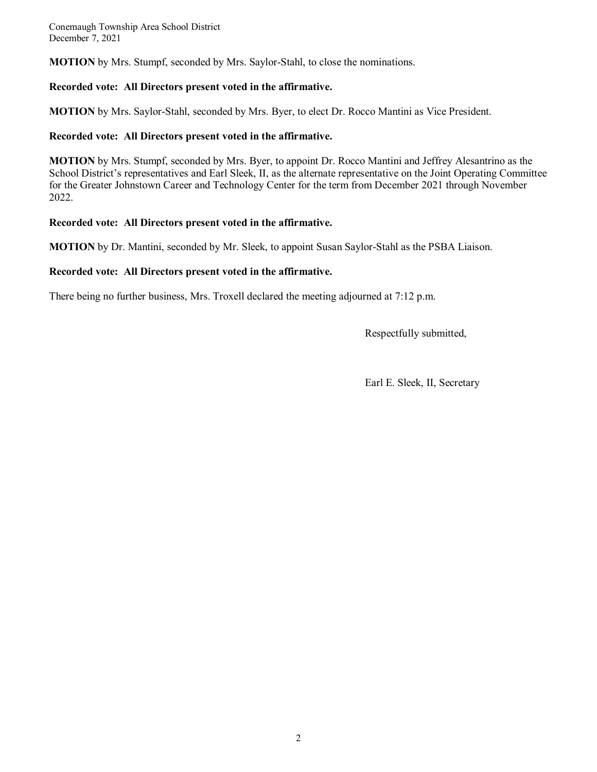**MOTION** by Mrs. Stumpf, seconded by Mrs. Saylor-Stahl, to close the nominations.

**Recorded vote: All Directors present voted in the affirmative.**

**MOTION** by Mrs. Saylor-Stahl, seconded by Mrs. Byer, to elect Dr. Rocco Mantini as Vice President.

**Recorded vote: All Directors present voted in the affirmative.**

**MOTION** by Mrs. Stumpf, seconded by Mrs. Byer, to appoint Dr. Rocco Mantini and Jeffrey Alesantrino as the School District's representatives and Earl Sleek, II, as the alternate representative on the Joint Operating Committee for the Greater Johnstown Career and Technology Center for the term from December 2021 through November 2022.

**Recorded vote: All Directors present voted in the affirmative.**

**MOTION** by Dr. Mantini, seconded by Mr. Sleek, to appoint Susan Saylor-Stahl as the PSBA Liaison.

**Recorded vote: All Directors present voted in the affirmative.**

There being no further business, Mrs. Troxell declared the meeting adjourned at 7:12 p.m.

Respectfully submitted,

Earl E. Sleek, II, Secretary